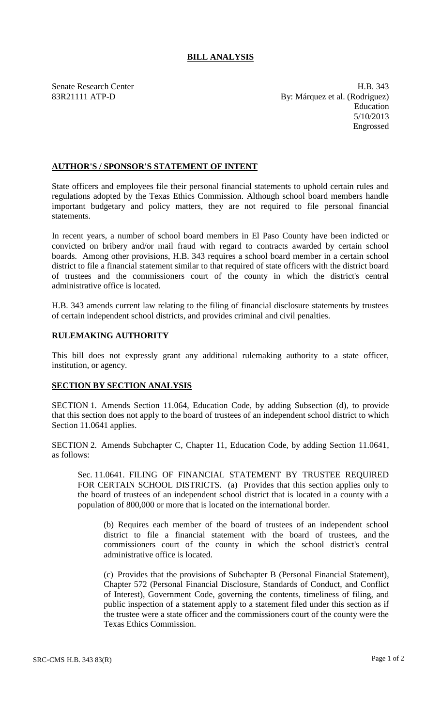# BILL ANALYSIS

Senate Research Center
83R21111 ATP-D

H.B. 343
By: Márquez et al. (Rodriguez)
Education
5/10/2013
Engrossed

## AUTHOR'S / SPONSOR'S STATEMENT OF INTENT

State officers and employees file their personal financial statements to uphold certain rules and regulations adopted by the Texas Ethics Commission. Although school board members handle important budgetary and policy matters, they are not required to file personal financial statements.

In recent years, a number of school board members in El Paso County have been indicted or convicted on bribery and/or mail fraud with regard to contracts awarded by certain school boards. Among other provisions, H.B. 343 requires a school board member in a certain school district to file a financial statement similar to that required of state officers with the district board of trustees and the commissioners court of the county in which the district's central administrative office is located.

H.B. 343 amends current law relating to the filing of financial disclosure statements by trustees of certain independent school districts, and provides criminal and civil penalties.

## RULEMAKING AUTHORITY

This bill does not expressly grant any additional rulemaking authority to a state officer, institution, or agency.

## SECTION BY SECTION ANALYSIS

SECTION 1. Amends Section 11.064, Education Code, by adding Subsection (d), to provide that this section does not apply to the board of trustees of an independent school district to which Section 11.0641 applies.

SECTION 2. Amends Subchapter C, Chapter 11, Education Code, by adding Section 11.0641, as follows:

Sec. 11.0641. FILING OF FINANCIAL STATEMENT BY TRUSTEE REQUIRED FOR CERTAIN SCHOOL DISTRICTS. (a) Provides that this section applies only to the board of trustees of an independent school district that is located in a county with a population of 800,000 or more that is located on the international border.

(b) Requires each member of the board of trustees of an independent school district to file a financial statement with the board of trustees, and the commissioners court of the county in which the school district's central administrative office is located.

(c) Provides that the provisions of Subchapter B (Personal Financial Statement), Chapter 572 (Personal Financial Disclosure, Standards of Conduct, and Conflict of Interest), Government Code, governing the contents, timeliness of filing, and public inspection of a statement apply to a statement filed under this section as if the trustee were a state officer and the commissioners court of the county were the Texas Ethics Commission.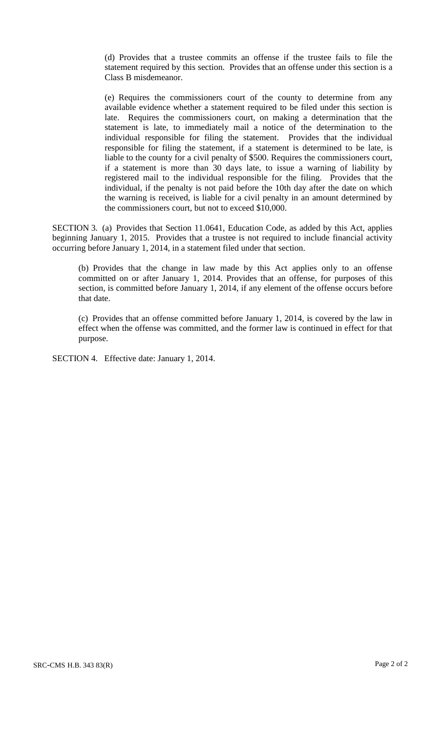(d) Provides that a trustee commits an offense if the trustee fails to file the statement required by this section. Provides that an offense under this section is a Class B misdemeanor.

(e) Requires the commissioners court of the county to determine from any available evidence whether a statement required to be filed under this section is late. Requires the commissioners court, on making a determination that the statement is late, to immediately mail a notice of the determination to the individual responsible for filing the statement. Provides that the individual responsible for filing the statement, if a statement is determined to be late, is liable to the county for a civil penalty of $500. Requires the commissioners court, if a statement is more than 30 days late, to issue a warning of liability by registered mail to the individual responsible for the filing. Provides that the individual, if the penalty is not paid before the 10th day after the date on which the warning is received, is liable for a civil penalty in an amount determined by the commissioners court, but not to exceed $10,000.

SECTION 3. (a) Provides that Section 11.0641, Education Code, as added by this Act, applies beginning January 1, 2015. Provides that a trustee is not required to include financial activity occurring before January 1, 2014, in a statement filed under that section.

(b) Provides that the change in law made by this Act applies only to an offense committed on or after January 1, 2014. Provides that an offense, for purposes of this section, is committed before January 1, 2014, if any element of the offense occurs before that date.

(c) Provides that an offense committed before January 1, 2014, is covered by the law in effect when the offense was committed, and the former law is continued in effect for that purpose.

SECTION 4. Effective date: January 1, 2014.

SRC-CMS H.B. 343 83(R)